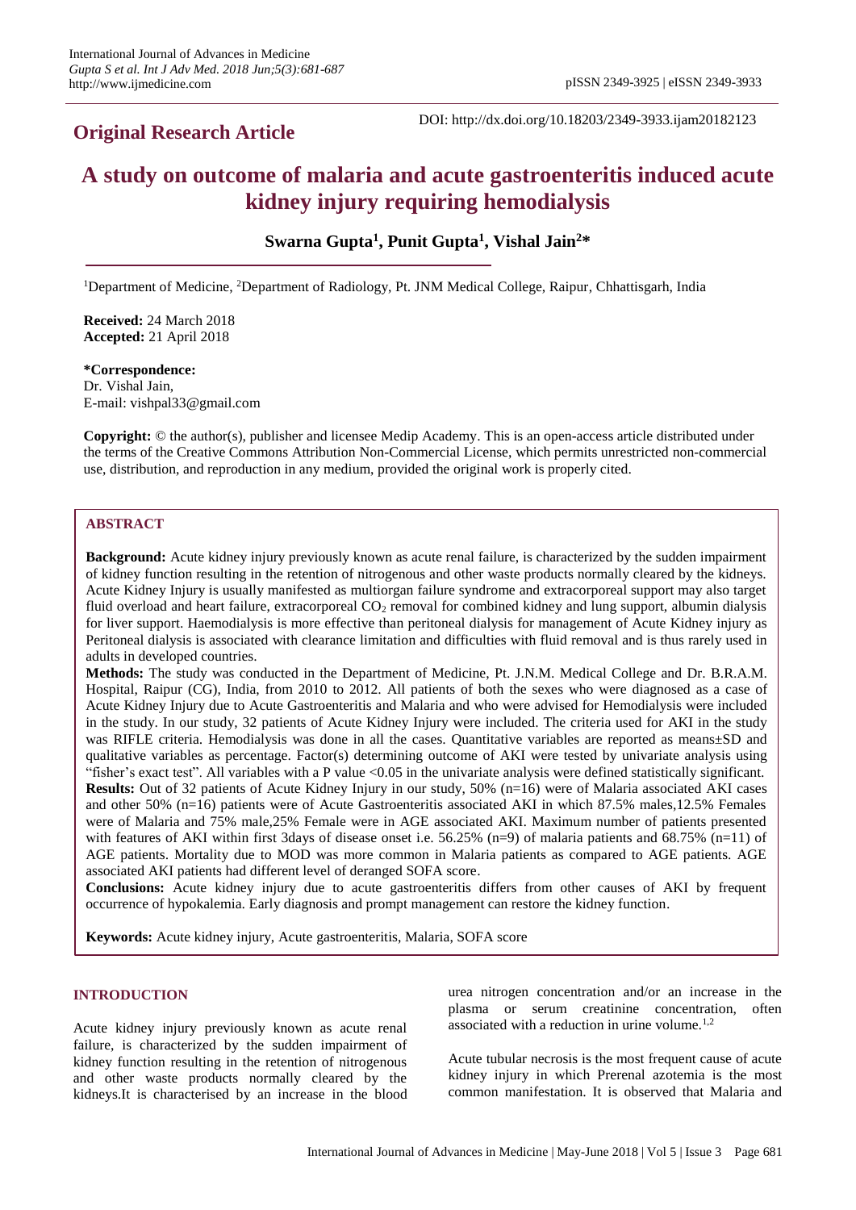## Original Research Article

DOI: http://dx.doi.org/10.18203/2349-3933.ijam20182123

# A study on outcome of malaria and acute gastroenteritis induced acute kidney injury requiring hemodialysis

**Swarna Gupta[1], Punit Gupta[1], Vishal Jain[2]***

[1]Department of Medicine, [2]Department of Radiology, Pt. JNM Medical College, Raipur, Chhattisgarh, India

**Received:** 24 March 2018
**Accepted:** 21 April 2018

**\*Correspondence:**
Dr. Vishal Jain,
E-mail: vishpal33@gmail.com

**Copyright:** © the author(s), publisher and licensee Medip Academy. This is an open-access article distributed under the terms of the Creative Commons Attribution Non-Commercial License, which permits unrestricted non-commercial use, distribution, and reproduction in any medium, provided the original work is properly cited.

## ABSTRACT

**Background:** Acute kidney injury previously known as acute renal failure, is characterized by the sudden impairment of kidney function resulting in the retention of nitrogenous and other waste products normally cleared by the kidneys. Acute Kidney Injury is usually manifested as multiorgan failure syndrome and extracorporeal support may also target fluid overload and heart failure, extracorporeal $CO_2$ removal for combined kidney and lung support, albumin dialysis for liver support. Haemodialysis is more effective than peritoneal dialysis for management of Acute Kidney injury as Peritoneal dialysis is associated with clearance limitation and difficulties with fluid removal and is thus rarely used in adults in developed countries.

**Methods:** The study was conducted in the Department of Medicine, Pt. J.N.M. Medical College and Dr. B.R.A.M. Hospital, Raipur (CG), India, from 2010 to 2012. All patients of both the sexes who were diagnosed as a case of Acute Kidney Injury due to Acute Gastroenteritis and Malaria and who were advised for Hemodialysis were included in the study. In our study, 32 patients of Acute Kidney Injury were included. The criteria used for AKI in the study was RIFLE criteria. Hemodialysis was done in all the cases. Quantitative variables are reported as means±SD and qualitative variables as percentage. Factor(s) determining outcome of AKI were tested by univariate analysis using "fisher's exact test". All variables with a P value <0.05 in the univariate analysis were defined statistically significant.

**Results:** Out of 32 patients of Acute Kidney Injury in our study, 50% (n=16) were of Malaria associated AKI cases and other 50% (n=16) patients were of Acute Gastroenteritis associated AKI in which 87.5% males,12.5% Females were of Malaria and 75% male,25% Female were in AGE associated AKI. Maximum number of patients presented with features of AKI within first 3days of disease onset i.e. 56.25% (n=9) of malaria patients and 68.75% (n=11) of AGE patients. Mortality due to MOD was more common in Malaria patients as compared to AGE patients. AGE associated AKI patients had different level of deranged SOFA score.

**Conclusions:** Acute kidney injury due to acute gastroenteritis differs from other causes of AKI by frequent occurrence of hypokalemia. Early diagnosis and prompt management can restore the kidney function.

**Keywords:** Acute kidney injury, Acute gastroenteritis, Malaria, SOFA score

## INTRODUCTION

Acute kidney injury previously known as acute renal failure, is characterized by the sudden impairment of kidney function resulting in the retention of nitrogenous and other waste products normally cleared by the kidneys.It is characterised by an increase in the blood urea nitrogen concentration and/or an increase in the plasma or serum creatinine concentration, often associated with a reduction in urine volume.[1,2]

Acute tubular necrosis is the most frequent cause of acute kidney injury in which Prerenal azotemia is the most common manifestation. It is observed that Malaria and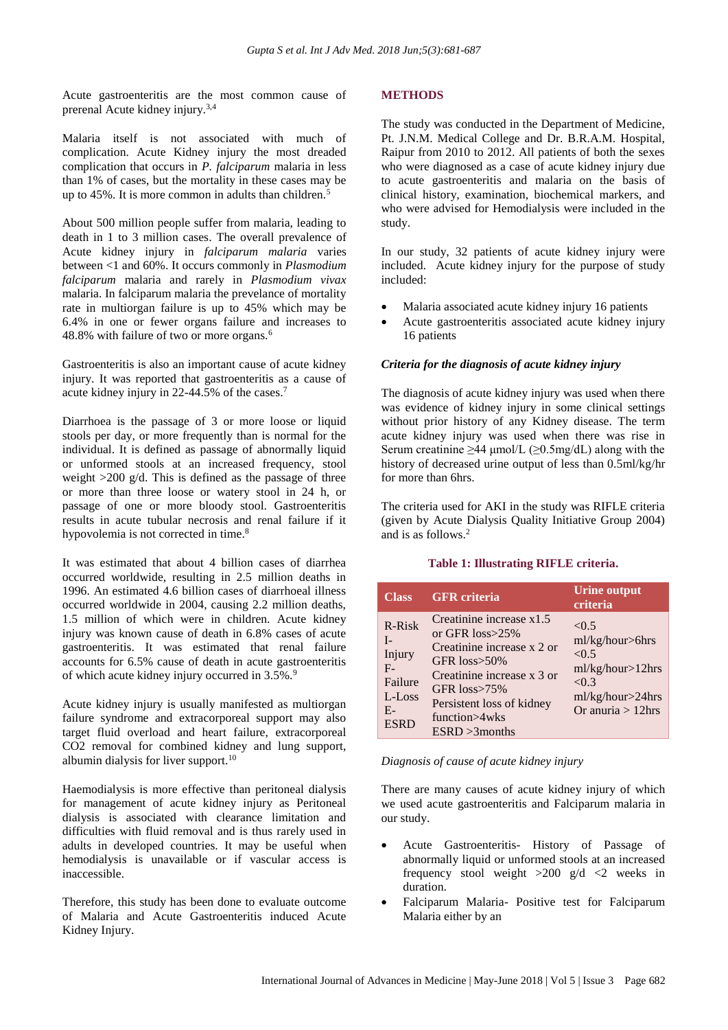Acute gastroenteritis are the most common cause of prerenal Acute kidney injury.[3,4]

Malaria itself is not associated with much of complication. Acute Kidney injury the most dreaded complication that occurs in *P. falciparum* malaria in less than 1% of cases, but the mortality in these cases may be up to 45%. It is more common in adults than children.[5]

About 500 million people suffer from malaria, leading to death in 1 to 3 million cases. The overall prevalence of Acute kidney injury in *falciparum malaria* varies between <1 and 60%. It occurs commonly in *Plasmodium falciparum* malaria and rarely in *Plasmodium vivax* malaria. In falciparum malaria the prevalence of mortality rate in multiorgan failure is up to 45% which may be 6.4% in one or fewer organs failure and increases to 48.8% with failure of two or more organs.[6]

Gastroenteritis is also an important cause of acute kidney injury. It was reported that gastroenteritis as a cause of acute kidney injury in 22-44.5% of the cases.[7]

Diarrhoea is the passage of 3 or more loose or liquid stools per day, or more frequently than is normal for the individual. It is defined as passage of abnormally liquid or unformed stools at an increased frequency, stool weight >200 g/d. This is defined as the passage of three or more than three loose or watery stool in 24 h, or passage of one or more bloody stool. Gastroenteritis results in acute tubular necrosis and renal failure if it hypovolemia is not corrected in time.[8]

It was estimated that about 4 billion cases of diarrhea occurred worldwide, resulting in 2.5 million deaths in 1996. An estimated 4.6 billion cases of diarrhoeal illness occurred worldwide in 2004, causing 2.2 million deaths, 1.5 million of which were in children. Acute kidney injury was known cause of death in 6.8% cases of acute gastroenteritis. It was estimated that renal failure accounts for 6.5% cause of death in acute gastroenteritis of which acute kidney injury occurred in 3.5%.[9]

Acute kidney injury is usually manifested as multiorgan failure syndrome and extracorporeal support may also target fluid overload and heart failure, extracorporeal $CO_2$ removal for combined kidney and lung support, albumin dialysis for liver support.[10]

Haemodialysis is more effective than peritoneal dialysis for management of acute kidney injury as Peritoneal dialysis is associated with clearance limitation and difficulties with fluid removal and is thus rarely used in adults in developed countries. It may be useful when hemodialysis is unavailable or if vascular access is inaccessible.

Therefore, this study has been done to evaluate outcome of Malaria and Acute Gastroenteritis induced Acute Kidney Injury.

## METHODS

The study was conducted in the Department of Medicine, Pt. J.N.M. Medical College and Dr. B.R.A.M. Hospital, Raipur from 2010 to 2012. All patients of both the sexes who were diagnosed as a case of acute kidney injury due to acute gastroenteritis and malaria on the basis of clinical history, examination, biochemical markers, and who were advised for Hemodialysis were included in the study.

In our study, 32 patients of acute kidney injury were included. Acute kidney injury for the purpose of study included:

- Malaria associated acute kidney injury 16 patients
- Acute gastroenteritis associated acute kidney injury 16 patients

### *Criteria for the diagnosis of acute kidney injury*

The diagnosis of acute kidney injury was used when there was evidence of kidney injury in some clinical settings without prior history of any Kidney disease. The term acute kidney injury was used when there was rise in Serum creatinine ≥44 µmol/L (≥0.5mg/dL) along with the history of decreased urine output of less than 0.5ml/kg/hr for more than 6hrs.

The criteria used for AKI in the study was RIFLE criteria (given by Acute Dialysis Quality Initiative Group 2004) and is as follows.[2]

**Table 1: Illustrating RIFLE criteria.**

| Class | GFR criteria | Urine output criteria |
|---|---|---|
| R-Risk | Creatinine increase x1.5 or GFR loss>25% | <0.5 ml/kg/hour>6hrs |
| I-Injury | Creatinine increase x 2 or GFR loss>50% | <0.5 ml/kg/hour>12hrs |
| F-Failure | Creatinine increase x 3 or GFR loss>75% | <0.3 ml/kg/hour>24hrs Or anuria > 12hrs |
| L-Loss | Persistent loss of kidney function>4wks | |
| E-ESRD | ESRD >3months | |

*Diagnosis of cause of acute kidney injury*

There are many causes of acute kidney injury of which we used acute gastroenteritis and Falciparum malaria in our study.

- Acute Gastroenteritis- History of Passage of abnormally liquid or unformed stools at an increased frequency stool weight >200 g/d <2 weeks in duration.
- Falciparum Malaria- Positive test for Falciparum Malaria either by an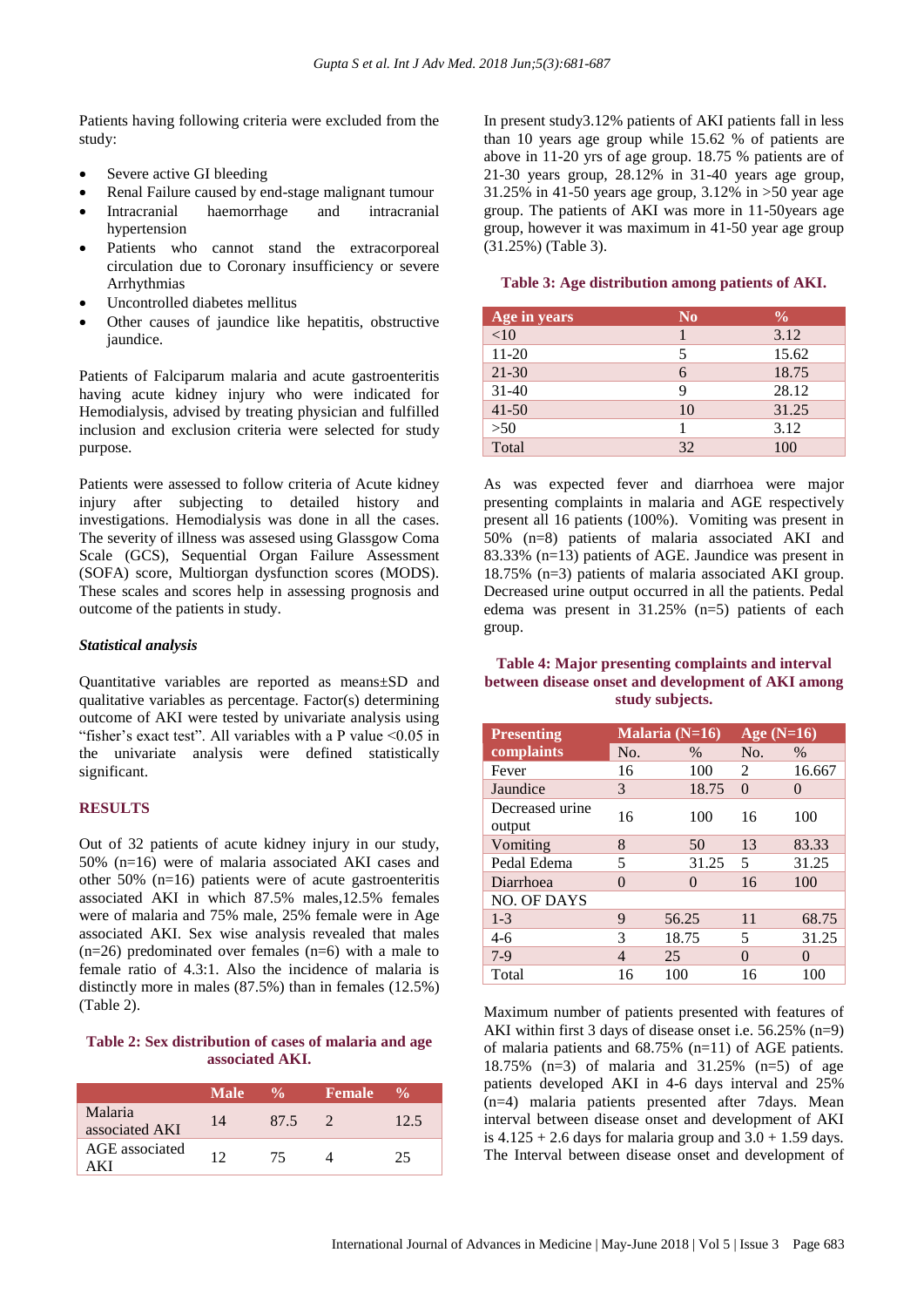Patients having following criteria were excluded from the study:

- Severe active GI bleeding
- Renal Failure caused by end-stage malignant tumour
- Intracranial haemorrhage and intracranial hypertension
- Patients who cannot stand the extracorporeal circulation due to Coronary insufficiency or severe Arrhythmias
- Uncontrolled diabetes mellitus
- Other causes of jaundice like hepatitis, obstructive jaundice.

Patients of Falciparum malaria and acute gastroenteritis having acute kidney injury who were indicated for Hemodialysis, advised by treating physician and fulfilled inclusion and exclusion criteria were selected for study purpose.

Patients were assessed to follow criteria of Acute kidney injury after subjecting to detailed history and investigations. Hemodialysis was done in all the cases. The severity of illness was assesed using Glassgow Coma Scale (GCS), Sequential Organ Failure Assessment (SOFA) score, Multiorgan dysfunction scores (MODS). These scales and scores help in assessing prognosis and outcome of the patients in study.

### *Statistical analysis*

Quantitative variables are reported as means±SD and qualitative variables as percentage. Factor(s) determining outcome of AKI were tested by univariate analysis using "fisher's exact test". All variables with a P value <0.05 in the univariate analysis were defined statistically significant.

## RESULTS

Out of 32 patients of acute kidney injury in our study, 50% (n=16) were of malaria associated AKI cases and other 50% (n=16) patients were of acute gastroenteritis associated AKI in which 87.5% males,12.5% females were of malaria and 75% male, 25% female were in Age associated AKI. Sex wise analysis revealed that males (n=26) predominated over females (n=6) with a male to female ratio of 4.3:1. Also the incidence of malaria is distinctly more in males (87.5%) than in females (12.5%) (Table 2).

**Table 2: Sex distribution of cases of malaria and age associated AKI.**

| | Male | % | Female | % |
|---|---|---|---|---|
| Malaria associated AKI | 14 | 87.5 | 2 | 12.5 |
| AGE associated AKI | 12 | 75 | 4 | 25 |

In present study3.12% patients of AKI patients fall in less than 10 years age group while 15.62 % of patients are above in 11-20 yrs of age group. 18.75 % patients are of 21-30 years group, 28.12% in 31-40 years age group, 31.25% in 41-50 years age group, 3.12% in >50 year age group. The patients of AKI was more in 11-50years age group, however it was maximum in 41-50 year age group (31.25%) (Table 3).

**Table 3: Age distribution among patients of AKI.**

| Age in years | No | % |
|---|---|---|
| <10 | 1 | 3.12 |
| 11-20 | 5 | 15.62 |
| 21-30 | 6 | 18.75 |
| 31-40 | 9 | 28.12 |
| 41-50 | 10 | 31.25 |
| >50 | 1 | 3.12 |
| Total | 32 | 100 |

As was expected fever and diarrhoea were major presenting complaints in malaria and AGE respectively present all 16 patients (100%). Vomiting was present in 50% (n=8) patients of malaria associated AKI and 83.33% (n=13) patients of AGE. Jaundice was present in 18.75% (n=3) patients of malaria associated AKI group. Decreased urine output occurred in all the patients. Pedal edema was present in 31.25% (n=5) patients of each group.

**Table 4: Major presenting complaints and interval between disease onset and development of AKI among study subjects.**

| Presenting complaints | Malaria (N=16) | | Age (N=16) | |
|---|---|---|---|---|
| | No. | % | No. | % |
| Fever | 16 | 100 | 2 | 16.667 |
| Jaundice | 3 | 18.75 | 0 | 0 |
| Decreased urine output | 16 | 100 | 16 | 100 |
| Vomiting | 8 | 50 | 13 | 83.33 |
| Pedal Edema | 5 | 31.25 | 5 | 31.25 |
| Diarrhoea | 0 | 0 | 16 | 100 |
| NO. OF DAYS | | | | |
| 1-3 | 9 | 56.25 | 11 | 68.75 |
| 4-6 | 3 | 18.75 | 5 | 31.25 |
| 7-9 | 4 | 25 | 0 | 0 |
| Total | 16 | 100 | 16 | 100 |

Maximum number of patients presented with features of AKI within first 3 days of disease onset i.e. 56.25% (n=9) of malaria patients and 68.75% (n=11) of AGE patients. 18.75% (n=3) of malaria and 31.25% (n=5) of age patients developed AKI in 4-6 days interval and 25% (n=4) malaria patients presented after 7days. Mean interval between disease onset and development of AKI is 4.125 + 2.6 days for malaria group and 3.0 + 1.59 days. The Interval between disease onset and development of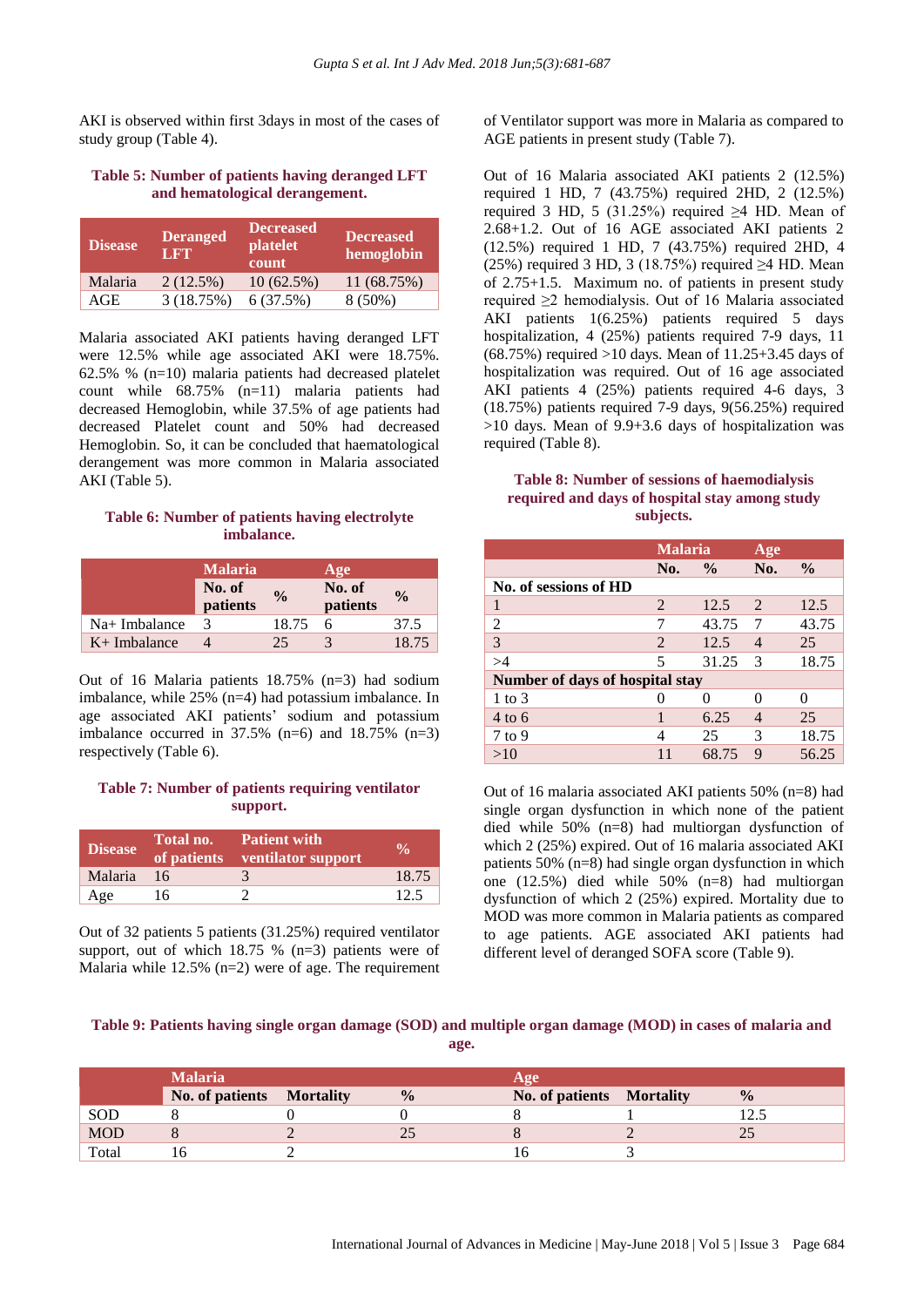AKI is observed within first 3days in most of the cases of study group (Table 4).

**Table 5: Number of patients having deranged LFT and hematological derangement.**

| Disease | Deranged LFT | Decreased platelet count | Decreased hemoglobin |
|---|---|---|---|
| Malaria | 2 (12.5%) | 10 (62.5%) | 11 (68.75%) |
| AGE | 3 (18.75%) | 6 (37.5%) | 8 (50%) |

Malaria associated AKI patients having deranged LFT were 12.5% while age associated AKI were 18.75%. 62.5 % (n=10) malaria patients had decreased platelet count while 68.75% (n=11) malaria patients had decreased Hemoglobin, while 37.5% of age patients had decreased Platelet count and 50% had decreased Hemoglobin. So, it can be concluded that haematological derangement was more common in Malaria associated AKI (Table 5).

**Table 6: Number of patients having electrolyte imbalance.**

| | Malaria | | Age | |
|---|---|---|---|---|
| | No. of patients | % | No. of patients | % |
| Na+ Imbalance | 3 | 18.75 | 6 | 37.5 |
| K+ Imbalance | 4 | 25 | 3 | 18.75 |

Out of 16 Malaria patients 18.75% (n=3) had sodium imbalance, while 25% (n=4) had potassium imbalance. In age associated AKI patients' sodium and potassium imbalance occurred in 37.5% (n=6) and 18.75% (n=3) respectively (Table 6).

**Table 7: Number of patients requiring ventilator support.**

| Disease | Total no. of patients | Patient with ventilator support | % |
|---|---|---|---|
| Malaria | 16 | 3 | 18.75 |
| Age | 16 | 2 | 12.5 |

Out of 32 patients 5 patients (31.25%) required ventilator support, out of which 18.75 % (n=3) patients were of Malaria while 12.5% (n=2) were of age. The requirement of Ventilator support was more in Malaria as compared to AGE patients in present study (Table 7).

Out of 16 Malaria associated AKI patients 2 (12.5%) required 1 HD, 7 (43.75%) required 2HD, 2 (12.5%) required 3 HD, 5 (31.25%) required ≥4 HD. Mean of 2.68+1.2. Out of 16 AGE associated AKI patients 2 (12.5%) required 1 HD, 7 (43.75%) required 2HD, 4 (25%) required 3 HD, 3 (18.75%) required ≥4 HD. Mean of 2.75+1.5. Maximum no. of patients in present study required ≥2 hemodialysis. Out of 16 Malaria associated AKI patients 1(6.25%) patients required 5 days hospitalization, 4 (25%) patients required 7-9 days, 11 (68.75%) required >10 days. Mean of 11.25+3.45 days of hospitalization was required. Out of 16 age associated AKI patients 4 (25%) patients required 4-6 days, 3 (18.75%) patients required 7-9 days, 9(56.25%) required >10 days. Mean of 9.9+3.6 days of hospitalization was required (Table 8).

**Table 8: Number of sessions of haemodialysis required and days of hospital stay among study subjects.**

| | Malaria | | Age | |
|---|---|---|---|---|
| | No. | % | No. | % |
| **No. of sessions of HD** | | | | |
| 1 | 2 | 12.5 | 2 | 12.5 |
| 2 | 7 | 43.75 | 7 | 43.75 |
| 3 | 2 | 12.5 | 4 | 25 |
| >4 | 5 | 31.25 | 3 | 18.75 |
| **Number of days of hospital stay** | | | | |
| 1 to 3 | 0 | 0 | 0 | 0 |
| 4 to 6 | 1 | 6.25 | 4 | 25 |
| 7 to 9 | 4 | 25 | 3 | 18.75 |
| >10 | 11 | 68.75 | 9 | 56.25 |

Out of 16 malaria associated AKI patients 50% (n=8) had single organ dysfunction in which none of the patient died while 50% (n=8) had multiorgan dysfunction of which 2 (25%) expired. Out of 16 malaria associated AKI patients 50% (n=8) had single organ dysfunction in which one (12.5%) died while 50% (n=8) had multiorgan dysfunction of which 2 (25%) expired. Mortality due to MOD was more common in Malaria patients as compared to age patients. AGE associated AKI patients had different level of deranged SOFA score (Table 9).

**Table 9: Patients having single organ damage (SOD) and multiple organ damage (MOD) in cases of malaria and age.**

| | Malaria | | | Age | | |
|---|---|---|---|---|---|---|
| | No. of patients | Mortality | % | No. of patients | Mortality | % |
| SOD | 8 | 0 | 0 | 8 | 1 | 12.5 |
| MOD | 8 | 2 | 25 | 8 | 2 | 25 |
| Total | 16 | 2 | | 16 | 3 | |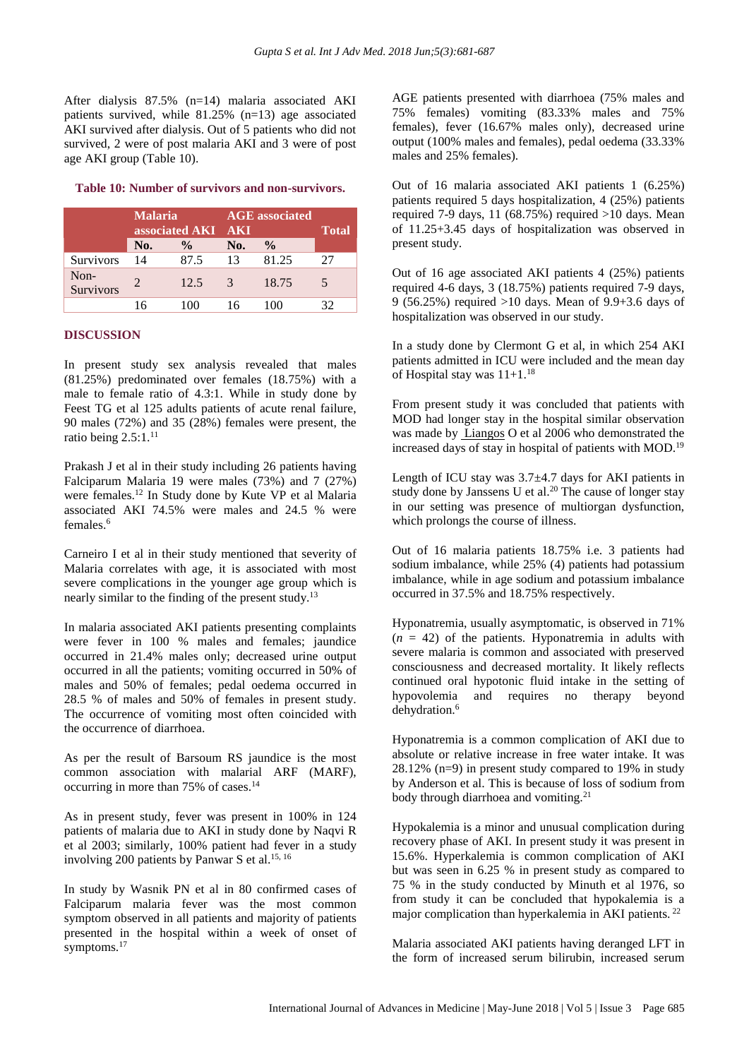After dialysis 87.5% (n=14) malaria associated AKI patients survived, while 81.25% (n=13) age associated AKI survived after dialysis. Out of 5 patients who did not survived, 2 were of post malaria AKI and 3 were of post age AKI group (Table 10).

**Table 10: Number of survivors and non-survivors.**

| | Malaria associated AKI | | AGE associated AKI | | Total |
|---|---|---|---|---|---|
| | No. | % | No. | % | |
| Survivors | 14 | 87.5 | 13 | 81.25 | 27 |
| Non-Survivors | 2 | 12.5 | 3 | 18.75 | 5 |
| | 16 | 100 | 16 | 100 | 32 |

## DISCUSSION

In present study sex analysis revealed that males (81.25%) predominated over females (18.75%) with a male to female ratio of 4.3:1. While in study done by Feest TG et al 125 adults patients of acute renal failure, 90 males (72%) and 35 (28%) females were present, the ratio being 2.5:1.[11]

Prakash J et al in their study including 26 patients having Falciparum Malaria 19 were males (73%) and 7 (27%) were females.[12] In Study done by Kute VP et al Malaria associated AKI 74.5% were males and 24.5 % were females.[6]

Carneiro I et al in their study mentioned that severity of Malaria correlates with age, it is associated with most severe complications in the younger age group which is nearly similar to the finding of the present study.[13]

In malaria associated AKI patients presenting complaints were fever in 100 % males and females; jaundice occurred in 21.4% males only; decreased urine output occurred in all the patients; vomiting occurred in 50% of males and 50% of females; pedal oedema occurred in 28.5 % of males and 50% of females in present study. The occurrence of vomiting most often coincided with the occurrence of diarrhoea.

As per the result of Barsoum RS jaundice is the most common association with malarial ARF (MARF), occurring in more than 75% of cases.[14]

As in present study, fever was present in 100% in 124 patients of malaria due to AKI in study done by Naqvi R et al 2003; similarly, 100% patient had fever in a study involving 200 patients by Panwar S et al.[15,16]

In study by Wasnik PN et al in 80 confirmed cases of Falciparum malaria fever was the most common symptom observed in all patients and majority of patients presented in the hospital within a week of onset of symptoms.[17]

AGE patients presented with diarrhoea (75% males and 75% females) vomiting (83.33% males and 75% females), fever (16.67% males only), decreased urine output (100% males and females), pedal oedema (33.33% males and 25% females).

Out of 16 malaria associated AKI patients 1 (6.25%) patients required 5 days hospitalization, 4 (25%) patients required 7-9 days, 11 (68.75%) required >10 days. Mean of 11.25+3.45 days of hospitalization was observed in present study.

Out of 16 age associated AKI patients 4 (25%) patients required 4-6 days, 3 (18.75%) patients required 7-9 days, 9 (56.25%) required >10 days. Mean of 9.9+3.6 days of hospitalization was observed in our study.

In a study done by Clermont G et al, in which 254 AKI patients admitted in ICU were included and the mean day of Hospital stay was 11+1.[18]

From present study it was concluded that patients with MOD had longer stay in the hospital similar observation was made by Liangos O et al 2006 who demonstrated the increased days of stay in hospital of patients with MOD.[19]

Length of ICU stay was 3.7±4.7 days for AKI patients in study done by Janssens U et al.[20] The cause of longer stay in our setting was presence of multiorgan dysfunction, which prolongs the course of illness.

Out of 16 malaria patients 18.75% i.e. 3 patients had sodium imbalance, while 25% (4) patients had potassium imbalance, while in age sodium and potassium imbalance occurred in 37.5% and 18.75% respectively.

Hyponatremia, usually asymptomatic, is observed in 71% ($n$ = 42) of the patients. Hyponatremia in adults with severe malaria is common and associated with preserved consciousness and decreased mortality. It likely reflects continued oral hypotonic fluid intake in the setting of hypovolemia and requires no therapy beyond dehydration.[6]

Hyponatremia is a common complication of AKI due to absolute or relative increase in free water intake. It was 28.12% (n=9) in present study compared to 19% in study by Anderson et al. This is because of loss of sodium from body through diarrhoea and vomiting.[21]

Hypokalemia is a minor and unusual complication during recovery phase of AKI. In present study it was present in 15.6%. Hyperkalemia is common complication of AKI but was seen in 6.25 % in present study as compared to 75 % in the study conducted by Minuth et al 1976, so from study it can be concluded that hypokalemia is a major complication than hyperkalemia in AKI patients.[22]

Malaria associated AKI patients having deranged LFT in the form of increased serum bilirubin, increased serum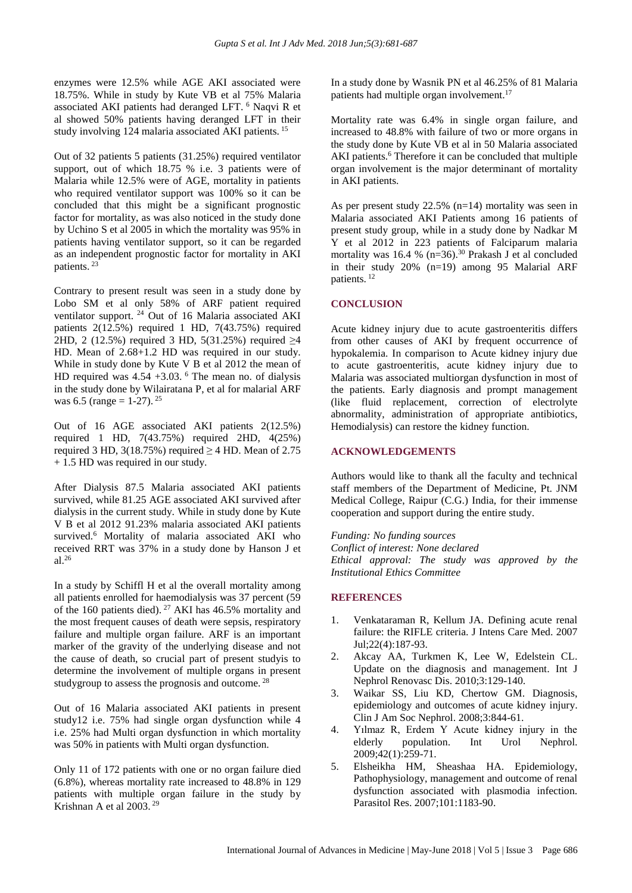enzymes were 12.5% while AGE AKI associated were 18.75%. While in study by Kute VB et al 75% Malaria associated AKI patients had deranged LFT. [6] Naqvi R et al showed 50% patients having deranged LFT in their study involving 124 malaria associated AKI patients. [15]

Out of 32 patients 5 patients (31.25%) required ventilator support, out of which 18.75 % i.e. 3 patients were of Malaria while 12.5% were of AGE, mortality in patients who required ventilator support was 100% so it can be concluded that this might be a significant prognostic factor for mortality, as was also noticed in the study done by Uchino S et al 2005 in which the mortality was 95% in patients having ventilator support, so it can be regarded as an independent prognostic factor for mortality in AKI patients. [23]

Contrary to present result was seen in a study done by Lobo SM et al only 58% of ARF patient required ventilator support. [24] Out of 16 Malaria associated AKI patients 2(12.5%) required 1 HD, 7(43.75%) required 2HD, 2 (12.5%) required 3 HD, 5(31.25%) required ≥4 HD. Mean of 2.68+1.2 HD was required in our study. While in study done by Kute V B et al 2012 the mean of HD required was 4.54 +3.03. [6] The mean no. of dialysis in the study done by Wilairatana P, et al for malarial ARF was 6.5 (range = 1-27). [25]

Out of 16 AGE associated AKI patients 2(12.5%) required 1 HD, 7(43.75%) required 2HD, 4(25%) required 3 HD, 3(18.75%) required ≥ 4 HD. Mean of 2.75 + 1.5 HD was required in our study.

After Dialysis 87.5 Malaria associated AKI patients survived, while 81.25 AGE associated AKI survived after dialysis in the current study. While in study done by Kute V B et al 2012 91.23% malaria associated AKI patients survived.[6] Mortality of malaria associated AKI who received RRT was 37% in a study done by Hanson J et al.[26]

In a study by Schiffl H et al the overall mortality among all patients enrolled for haemodialysis was 37 percent (59 of the 160 patients died). [27] AKI has 46.5% mortality and the most frequent causes of death were sepsis, respiratory failure and multiple organ failure. ARF is an important marker of the gravity of the underlying disease and not the cause of death, so crucial part of present studyis to determine the involvement of multiple organs in present studygroup to assess the prognosis and outcome. [28]

Out of 16 Malaria associated AKI patients in present study12 i.e. 75% had single organ dysfunction while 4 i.e. 25% had Multi organ dysfunction in which mortality was 50% in patients with Multi organ dysfunction.

Only 11 of 172 patients with one or no organ failure died (6.8%), whereas mortality rate increased to 48.8% in 129 patients with multiple organ failure in the study by Krishnan A et al 2003. [29]

In a study done by Wasnik PN et al 46.25% of 81 Malaria patients had multiple organ involvement.[17]

Mortality rate was 6.4% in single organ failure, and increased to 48.8% with failure of two or more organs in the study done by Kute VB et al in 50 Malaria associated AKI patients.[6] Therefore it can be concluded that multiple organ involvement is the major determinant of mortality in AKI patients.

As per present study 22.5% (n=14) mortality was seen in Malaria associated AKI Patients among 16 patients of present study group, while in a study done by Nadkar M Y et al 2012 in 223 patients of Falciparum malaria mortality was 16.4 % (n=36).[30] Prakash J et al concluded in their study 20% (n=19) among 95 Malarial ARF patients. [12]

## CONCLUSION

Acute kidney injury due to acute gastroenteritis differs from other causes of AKI by frequent occurrence of hypokalemia. In comparison to Acute kidney injury due to acute gastroenteritis, acute kidney injury due to Malaria was associated multiorgan dysfunction in most of the patients. Early diagnosis and prompt management (like fluid replacement, correction of electrolyte abnormality, administration of appropriate antibiotics, Hemodialysis) can restore the kidney function.

## ACKNOWLEDGEMENTS

Authors would like to thank all the faculty and technical staff members of the Department of Medicine, Pt. JNM Medical College, Raipur (C.G.) India, for their immense cooperation and support during the entire study.

*Funding: No funding sources*
*Conflict of interest: None declared*
*Ethical approval: The study was approved by the Institutional Ethics Committee*

## REFERENCES

1. Venkataraman R, Kellum JA. Defining acute renal failure: the RIFLE criteria. J Intens Care Med. 2007 Jul;22(4):187-93.
2. Akcay AA, Turkmen K, Lee W, Edelstein CL. Update on the diagnosis and management. Int J Nephrol Renovasc Dis. 2010;3:129-140.
3. Waikar SS, Liu KD, Chertow GM. Diagnosis, epidemiology and outcomes of acute kidney injury. Clin J Am Soc Nephrol. 2008;3:844-61.
4. Yılmaz R, Erdem Y Acute kidney injury in the elderly population. Int Urol Nephrol. 2009;42(1):259-71.
5. Elsheikha HM, Sheashaa HA. Epidemiology, Pathophysiology, management and outcome of renal dysfunction associated with plasmodia infection. Parasitol Res. 2007;101:1183-90.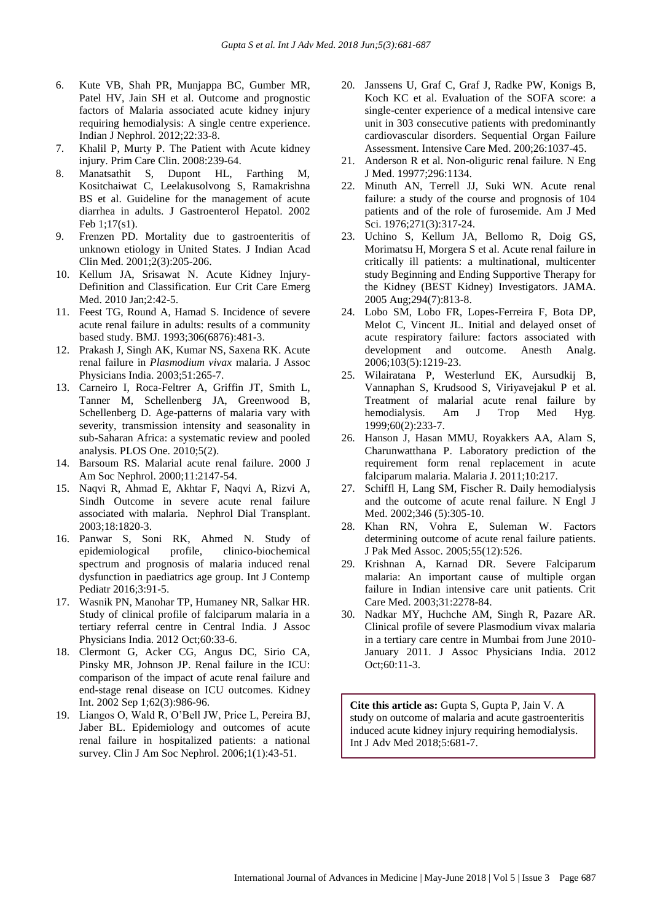6. Kute VB, Shah PR, Munjappa BC, Gumber MR, Patel HV, Jain SH et al. Outcome and prognostic factors of Malaria associated acute kidney injury requiring hemodialysis: A single centre experience. Indian J Nephrol. 2012;22:33-8.
7. Khalil P, Murty P. The Patient with Acute kidney injury. Prim Care Clin. 2008:239-64.
8. Manatsathit S, Dupont HL, Farthing M, Kositchaiwat C, Leelakusolvong S, Ramakrishna BS et al. Guideline for the management of acute diarrhea in adults. J Gastroenterol Hepatol. 2002 Feb 1;17(s1).
9. Frenzen PD. Mortality due to gastroenteritis of unknown etiology in United States. J Indian Acad Clin Med. 2001;2(3):205-206.
10. Kellum JA, Srisawat N. Acute Kidney Injury-Definition and Classification. Eur Crit Care Emerg Med. 2010 Jan;2:42-5.
11. Feest TG, Round A, Hamad S. Incidence of severe acute renal failure in adults: results of a community based study. BMJ. 1993;306(6876):481-3.
12. Prakash J, Singh AK, Kumar NS, Saxena RK. Acute renal failure in *Plasmodium vivax* malaria. J Assoc Physicians India. 2003;51:265-7.
13. Carneiro I, Roca-Feltrer A, Griffin JT, Smith L, Tanner M, Schellenberg JA, Greenwood B, Schellenberg D. Age-patterns of malaria vary with severity, transmission intensity and seasonality in sub-Saharan Africa: a systematic review and pooled analysis. PLOS One. 2010;5(2).
14. Barsoum RS. Malarial acute renal failure. 2000 J Am Soc Nephrol. 2000;11:2147-54.
15. Naqvi R, Ahmad E, Akhtar F, Naqvi A, Rizvi A, Sindh Outcome in severe acute renal failure associated with malaria. Nephrol Dial Transplant. 2003;18:1820-3.
16. Panwar S, Soni RK, Ahmed N. Study of epidemiological profile, clinico-biochemical spectrum and prognosis of malaria induced renal dysfunction in paediatrics age group. Int J Contemp Pediatr 2016;3:91-5.
17. Wasnik PN, Manohar TP, Humaney NR, Salkar HR. Study of clinical profile of falciparum malaria in a tertiary referral centre in Central India. J Assoc Physicians India. 2012 Oct;60:33-6.
18. Clermont G, Acker CG, Angus DC, Sirio CA, Pinsky MR, Johnson JP. Renal failure in the ICU: comparison of the impact of acute renal failure and end-stage renal disease on ICU outcomes. Kidney Int. 2002 Sep 1;62(3):986-96.
19. Liangos O, Wald R, O'Bell JW, Price L, Pereira BJ, Jaber BL. Epidemiology and outcomes of acute renal failure in hospitalized patients: a national survey. Clin J Am Soc Nephrol. 2006;1(1):43-51.
20. Janssens U, Graf C, Graf J, Radke PW, Konigs B, Koch KC et al. Evaluation of the SOFA score: a single-center experience of a medical intensive care unit in 303 consecutive patients with predominantly cardiovascular disorders. Sequential Organ Failure Assessment. Intensive Care Med. 200;26:1037-45.
21. Anderson R et al. Non-oliguric renal failure. N Eng J Med. 19977;296:1134.
22. Minuth AN, Terrell JJ, Suki WN. Acute renal failure: a study of the course and prognosis of 104 patients and of the role of furosemide. Am J Med Sci. 1976;271(3):317-24.
23. Uchino S, Kellum JA, Bellomo R, Doig GS, Morimatsu H, Morgera S et al. Acute renal failure in critically ill patients: a multinational, multicenter study Beginning and Ending Supportive Therapy for the Kidney (BEST Kidney) Investigators. JAMA. 2005 Aug;294(7):813-8.
24. Lobo SM, Lobo FR, Lopes-Ferreira F, Bota DP, Melot C, Vincent JL. Initial and delayed onset of acute respiratory failure: factors associated with development and outcome. Anesth Analg. 2006;103(5):1219-23.
25. Wilairatana P, Westerlund EK, Aursudkij B, Vannaphan S, Krudsood S, Viriyavejakul P et al. Treatment of malarial acute renal failure by hemodialysis. Am J Trop Med Hyg. 1999;60(2):233-7.
26. Hanson J, Hasan MMU, Royakkers AA, Alam S, Charunwatthana P. Laboratory prediction of the requirement form renal replacement in acute falciparum malaria. Malaria J. 2011;10:217.
27. Schiffl H, Lang SM, Fischer R. Daily hemodialysis and the outcome of acute renal failure. N Engl J Med. 2002;346 (5):305-10.
28. Khan RN, Vohra E, Suleman W. Factors determining outcome of acute renal failure patients. J Pak Med Assoc. 2005;55(12):526.
29. Krishnan A, Karnad DR. Severe Falciparum malaria: An important cause of multiple organ failure in Indian intensive care unit patients. Crit Care Med. 2003;31:2278-84.
30. Nadkar MY, Huchche AM, Singh R, Pazare AR. Clinical profile of severe Plasmodium vivax malaria in a tertiary care centre in Mumbai from June 2010-January 2011. J Assoc Physicians India. 2012 Oct;60:11-3.

**Cite this article as:** Gupta S, Gupta P, Jain V. A study on outcome of malaria and acute gastroenteritis induced acute kidney injury requiring hemodialysis. Int J Adv Med 2018;5:681-7.